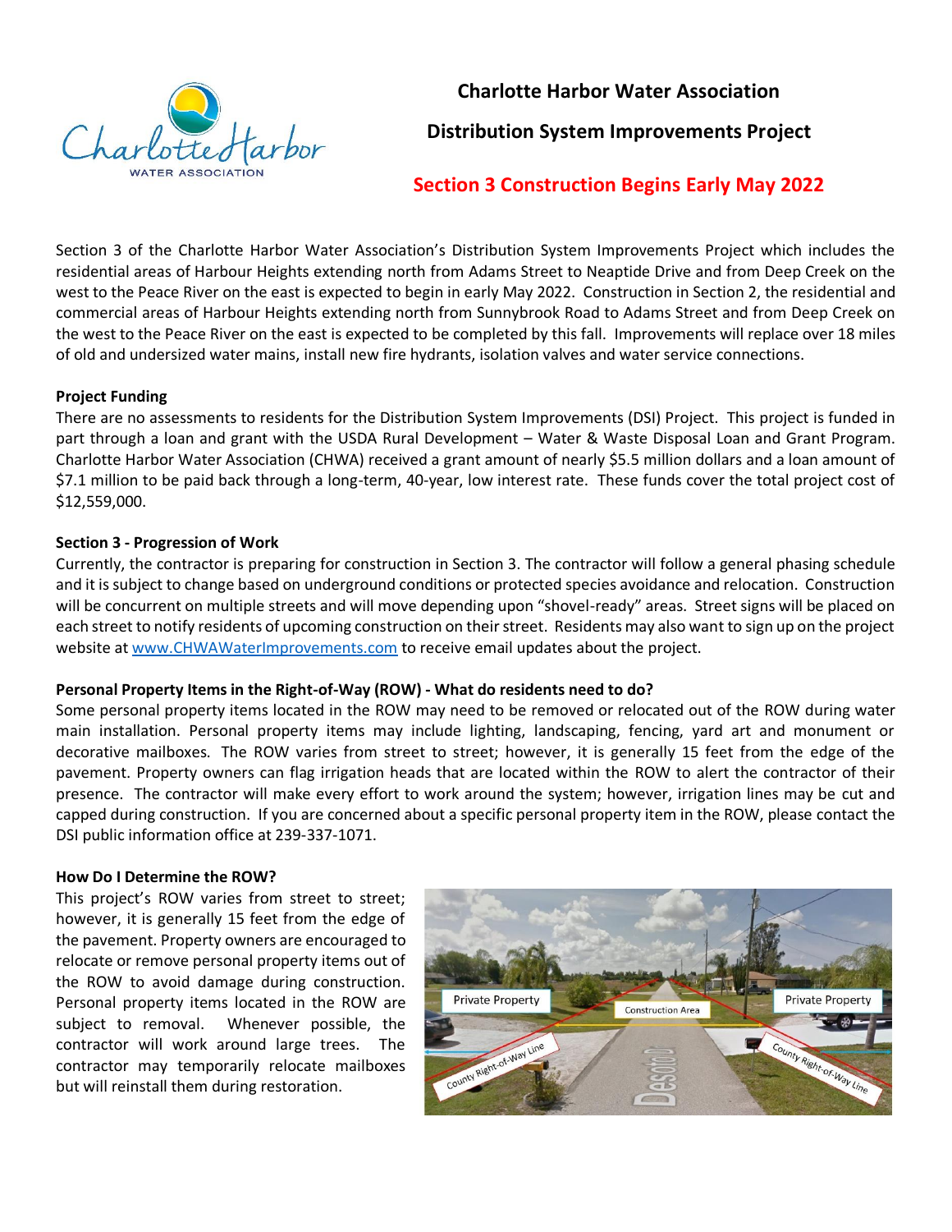# Charlotte Harbor Water Association

## Distribution System Improvements Project

## Section 3 Construction Begins Early May 2022

Section 3 of the Charlotte Harbor Water Association's Distribution System Improvements Project which includes the residential areas of Harbour Heights extending north from Adams Street to Neaptide Drive and from Deep Creek on the west to the Peace River on the east is expected to begin in early May 2022. Construction in Section 2, the residential and commercial areas of Harbour Heights extending north from Sunnybrook Road to Adams Street and from Deep Creek on the west to the Peace River on the east is expected to be completed by this fall. Improvements will replace over 18 miles of old and undersized water mains, install new fire hydrants, isolation valves and water service connections.

**Project Funding**

There are no assessments to residents for the Distribution System Improvements (DSI) Project. This project is funded in part through a loan and grant with the USDA Rural Development – Water & Waste Disposal Loan and Grant Program. Charlotte Harbor Water Association (CHWA) received a grant amount of nearly $5.5 million dollars and a loan amount of $7.1 million to be paid back through a long-term, 40-year, low interest rate. These funds cover the total project cost of $12,559,000.

**Section 3 - Progression of Work**

Currently, the contractor is preparing for construction in Section 3. The contractor will follow a general phasing schedule and it is subject to change based on underground conditions or protected species avoidance and relocation. Construction will be concurrent on multiple streets and will move depending upon "shovel-ready" areas. Street signs will be placed on each street to notify residents of upcoming construction on their street. Residents may also want to sign up on the project website at www.CHWAWaterImprovements.com to receive email updates about the project.

**Personal Property Items in the Right-of-Way (ROW) - What do residents need to do?**

Some personal property items located in the ROW may need to be removed or relocated out of the ROW during water main installation. Personal property items may include lighting, landscaping, fencing, yard art and monument or decorative mailboxes. The ROW varies from street to street; however, it is generally 15 feet from the edge of the pavement. Property owners can flag irrigation heads that are located within the ROW to alert the contractor of their presence. The contractor will make every effort to work around the system; however, irrigation lines may be cut and capped during construction. If you are concerned about a specific personal property item in the ROW, please contact the DSI public information office at 239-337-1071.

**How Do I Determine the ROW?**

This project's ROW varies from street to street; however, it is generally 15 feet from the edge of the pavement. Property owners are encouraged to relocate or remove personal property items out of the ROW to avoid damage during construction. Personal property items located in the ROW are subject to removal. Whenever possible, the contractor will work around large trees. The contractor may temporarily relocate mailboxes but will reinstall them during restoration.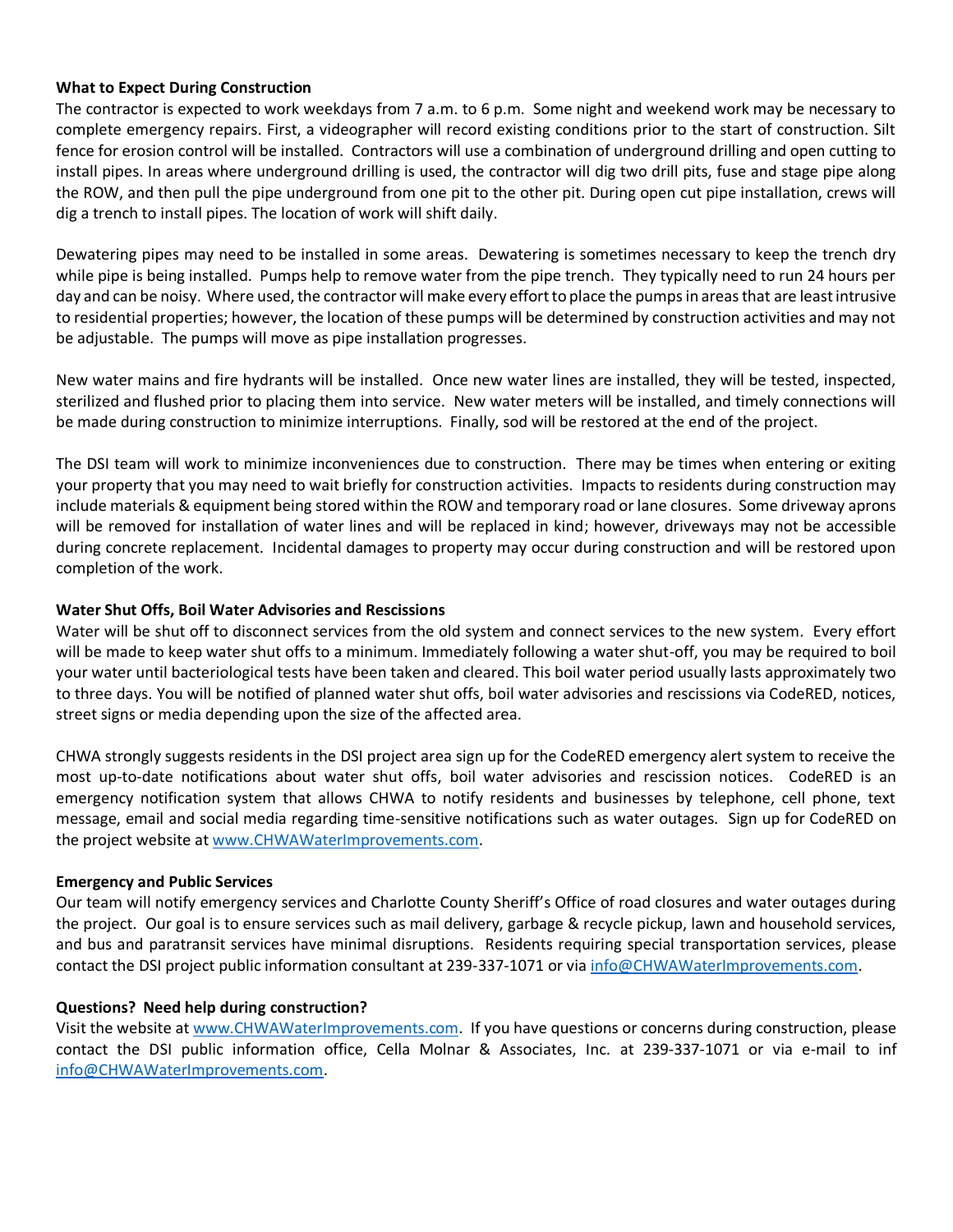**What to Expect During Construction**

The contractor is expected to work weekdays from 7 a.m. to 6 p.m. Some night and weekend work may be necessary to complete emergency repairs. First, a videographer will record existing conditions prior to the start of construction. Silt fence for erosion control will be installed. Contractors will use a combination of underground drilling and open cutting to install pipes. In areas where underground drilling is used, the contractor will dig two drill pits, fuse and stage pipe along the ROW, and then pull the pipe underground from one pit to the other pit. During open cut pipe installation, crews will dig a trench to install pipes. The location of work will shift daily.

Dewatering pipes may need to be installed in some areas. Dewatering is sometimes necessary to keep the trench dry while pipe is being installed. Pumps help to remove water from the pipe trench. They typically need to run 24 hours per day and can be noisy. Where used, the contractor will make every effort to place the pumps in areas that are least intrusive to residential properties; however, the location of these pumps will be determined by construction activities and may not be adjustable. The pumps will move as pipe installation progresses.

New water mains and fire hydrants will be installed. Once new water lines are installed, they will be tested, inspected, sterilized and flushed prior to placing them into service. New water meters will be installed, and timely connections will be made during construction to minimize interruptions. Finally, sod will be restored at the end of the project.

The DSI team will work to minimize inconveniences due to construction. There may be times when entering or exiting your property that you may need to wait briefly for construction activities. Impacts to residents during construction may include materials & equipment being stored within the ROW and temporary road or lane closures. Some driveway aprons will be removed for installation of water lines and will be replaced in kind; however, driveways may not be accessible during concrete replacement. Incidental damages to property may occur during construction and will be restored upon completion of the work.

**Water Shut Offs, Boil Water Advisories and Rescissions**

Water will be shut off to disconnect services from the old system and connect services to the new system. Every effort will be made to keep water shut offs to a minimum. Immediately following a water shut-off, you may be required to boil your water until bacteriological tests have been taken and cleared. This boil water period usually lasts approximately two to three days. You will be notified of planned water shut offs, boil water advisories and rescissions via CodeRED, notices, street signs or media depending upon the size of the affected area.

CHWA strongly suggests residents in the DSI project area sign up for the CodeRED emergency alert system to receive the most up-to-date notifications about water shut offs, boil water advisories and rescission notices. CodeRED is an emergency notification system that allows CHWA to notify residents and businesses by telephone, cell phone, text message, email and social media regarding time-sensitive notifications such as water outages. Sign up for CodeRED on the project website at www.CHWAWaterImprovements.com.

**Emergency and Public Services**

Our team will notify emergency services and Charlotte County Sheriff's Office of road closures and water outages during the project. Our goal is to ensure services such as mail delivery, garbage & recycle pickup, lawn and household services, and bus and paratransit services have minimal disruptions. Residents requiring special transportation services, please contact the DSI project public information consultant at 239-337-1071 or via info@CHWAWaterImprovements.com.

**Questions? Need help during construction?**

Visit the website at www.CHWAWaterImprovements.com. If you have questions or concerns during construction, please contact the DSI public information office, Cella Molnar & Associates, Inc. at 239-337-1071 or via e-mail to inf info@CHWAWaterImprovements.com.